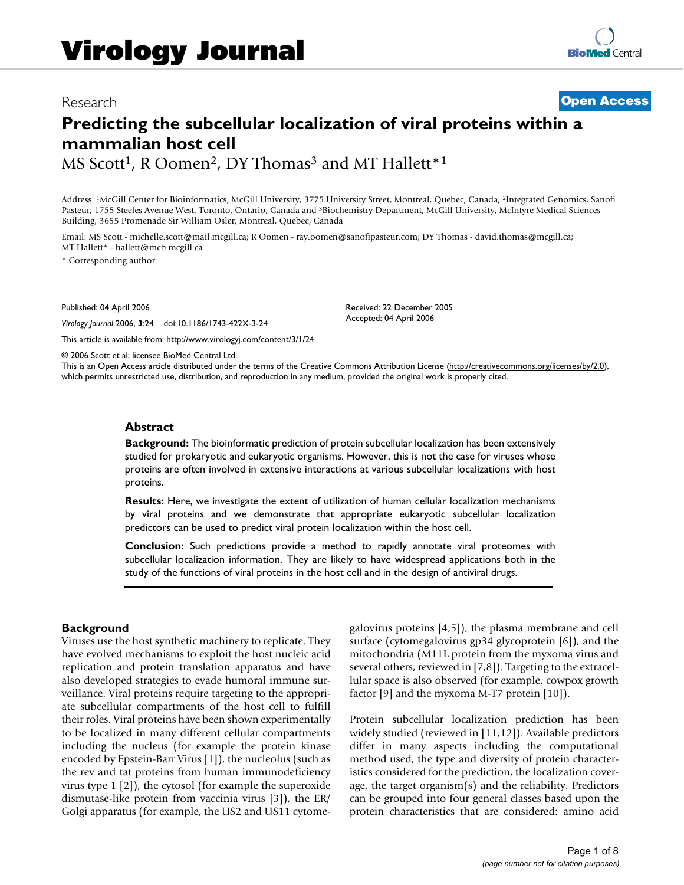# Virology Journal

Research **Open Access**

## Predicting the subcellular localization of viral proteins within a mammalian host cell

MS Scott[1], R Oomen[2], DY Thomas[3] and MT Hallett*[1]

Address: [1]McGill Center for Bioinformatics, McGill University, 3775 University Street, Montreal, Quebec, Canada, [2]Integrated Genomics, Sanofi Pasteur, 1755 Steeles Avenue West, Toronto, Ontario, Canada and [3]Biochemistry Department, McGill University, McIntyre Medical Sciences Building, 3655 Promenade Sir William Osler, Montreal, Quebec, Canada

Email: MS Scott - michelle.scott@mail.mcgill.ca; R Oomen - ray.oomen@sanofipasteur.com; DY Thomas - david.thomas@mcgill.ca; MT Hallett* - hallett@mcb.mcgill.ca

\* Corresponding author

Published: 04 April 2006

*Virology Journal* 2006, **3**:24 doi:10.1186/1743-422X-3-24

Received: 22 December 2005
Accepted: 04 April 2006

This article is available from: http://www.virologyj.com/content/3/1/24

© 2006 Scott et al; licensee BioMed Central Ltd.
This is an Open Access article distributed under the terms of the Creative Commons Attribution License (http://creativecommons.org/licenses/by/2.0), which permits unrestricted use, distribution, and reproduction in any medium, provided the original work is properly cited.

### Abstract

**Background:** The bioinformatic prediction of protein subcellular localization has been extensively studied for prokaryotic and eukaryotic organisms. However, this is not the case for viruses whose proteins are often involved in extensive interactions at various subcellular localizations with host proteins.

**Results:** Here, we investigate the extent of utilization of human cellular localization mechanisms by viral proteins and we demonstrate that appropriate eukaryotic subcellular localization predictors can be used to predict viral protein localization within the host cell.

**Conclusion:** Such predictions provide a method to rapidly annotate viral proteomes with subcellular localization information. They are likely to have widespread applications both in the study of the functions of viral proteins in the host cell and in the design of antiviral drugs.

### Background

Viruses use the host synthetic machinery to replicate. They have evolved mechanisms to exploit the host nucleic acid replication and protein translation apparatus and have also developed strategies to evade humoral immune surveillance. Viral proteins require targeting to the appropriate subcellular compartments of the host cell to fulfill their roles. Viral proteins have been shown experimentally to be localized in many different cellular compartments including the nucleus (for example the protein kinase encoded by Epstein-Barr Virus [1]), the nucleolus (such as the rev and tat proteins from human immunodeficiency virus type 1 [2]), the cytosol (for example the superoxide dismutase-like protein from vaccinia virus [3]), the ER/Golgi apparatus (for example, the US2 and US11 cytomegalovirus proteins [4,5]), the plasma membrane and cell surface (cytomegalovirus gp34 glycoprotein [6]), and the mitochondria (M11L protein from the myxoma virus and several others, reviewed in [7,8]). Targeting to the extracellular space is also observed (for example, cowpox growth factor [9] and the myxoma M-T7 protein [10]).

Protein subcellular localization prediction has been widely studied (reviewed in [11,12]). Available predictors differ in many aspects including the computational method used, the type and diversity of protein characteristics considered for the prediction, the localization coverage, the target organism(s) and the reliability. Predictors can be grouped into four general classes based upon the protein characteristics that are considered: amino acid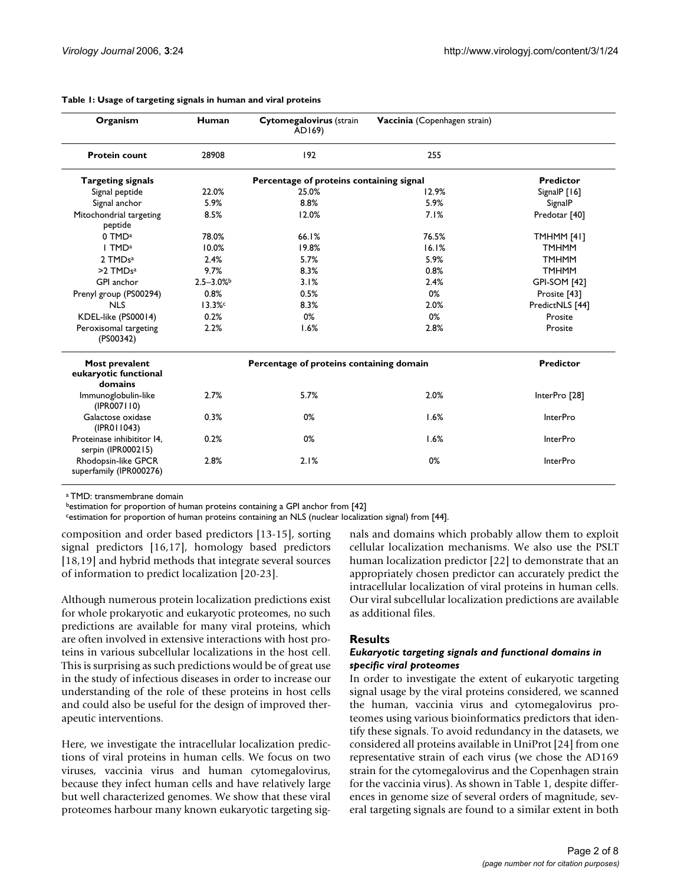**Table 1: Usage of targeting signals in human and viral proteins**

| Organism | Human | **Cytomegalovirus** (strain AD169) | **Vaccinia** (Copenhagen strain) | |
|---|---|---|---|---|
| **Protein count** | 28908 | 192 | 255 | |
| **Targeting signals** | **Percentage of proteins containing signal** | | | **Predictor** |
| Signal peptide | 22.0% | 25.0% | 12.9% | SignalP [16] |
| Signal anchor | 5.9% | 8.8% | 5.9% | SignalP |
| Mitochondrial targeting peptide | 8.5% | 12.0% | 7.1% | Predotar [40] |
| 0 TMD[a] | 78.0% | 66.1% | 76.5% | TMHMM [41] |
| 1 TMD[a] | 10.0% | 19.8% | 16.1% | TMHMM |
| 2 TMDs[a] | 2.4% | 5.7% | 5.9% | TMHMM |
| >2 TMDs[a] | 9.7% | 8.3% | 0.8% | TMHMM |
| GPI anchor | 2.5–3.0%[b] | 3.1% | 2.4% | GPI-SOM [42] |
| Prenyl group (PS00294) | 0.8% | 0.5% | 0% | Prosite [43] |
| NLS | 13.3%[c] | 8.3% | 2.0% | PredictNLS [44] |
| KDEL-like (PS00014) | 0.2% | 0% | 0% | Prosite |
| Peroxisomal targeting (PS00342) | 2.2% | 1.6% | 2.8% | Prosite |
| **Most prevalent eukaryotic functional domains** | **Percentage of proteins containing domain** | | | **Predictor** |
| Immunoglobulin-like (IPR007110) | 2.7% | 5.7% | 2.0% | InterPro [28] |
| Galactose oxidase (IPR011043) | 0.3% | 0% | 1.6% | InterPro |
| Proteinase inhibititor I4, serpin (IPR000215) | 0.2% | 0% | 1.6% | InterPro |
| Rhodopsin-like GPCR superfamily (IPR000276) | 2.8% | 2.1% | 0% | InterPro |

[a] TMD: transmembrane domain
[b] estimation for proportion of human proteins containing a GPI anchor from [42]
[c] estimation for proportion of human proteins containing an NLS (nuclear localization signal) from [44].

composition and order based predictors [13-15], sorting signal predictors [16,17], homology based predictors [18,19] and hybrid methods that integrate several sources of information to predict localization [20-23].

Although numerous protein localization predictions exist for whole prokaryotic and eukaryotic proteomes, no such predictions are available for many viral proteins, which are often involved in extensive interactions with host proteins in various subcellular localizations in the host cell. This is surprising as such predictions would be of great use in the study of infectious diseases in order to increase our understanding of the role of these proteins in host cells and could also be useful for the design of improved therapeutic interventions.

Here, we investigate the intracellular localization predictions of viral proteins in human cells. We focus on two viruses, vaccinia virus and human cytomegalovirus, because they infect human cells and have relatively large but well characterized genomes. We show that these viral proteomes harbour many known eukaryotic targeting signals and domains which probably allow them to exploit cellular localization mechanisms. We also use the PSLT human localization predictor [22] to demonstrate that an appropriately chosen predictor can accurately predict the intracellular localization of viral proteins in human cells. Our viral subcellular localization predictions are available as additional files.

## Results

### *Eukaryotic targeting signals and functional domains in specific viral proteomes*

In order to investigate the extent of eukaryotic targeting signal usage by the viral proteins considered, we scanned the human, vaccinia virus and cytomegalovirus proteomes using various bioinformatics predictors that identify these signals. To avoid redundancy in the datasets, we considered all proteins available in UniProt [24] from one representative strain of each virus (we chose the AD169 strain for the cytomegalovirus and the Copenhagen strain for the vaccinia virus). As shown in Table 1, despite differences in genome size of several orders of magnitude, several targeting signals are found to a similar extent in both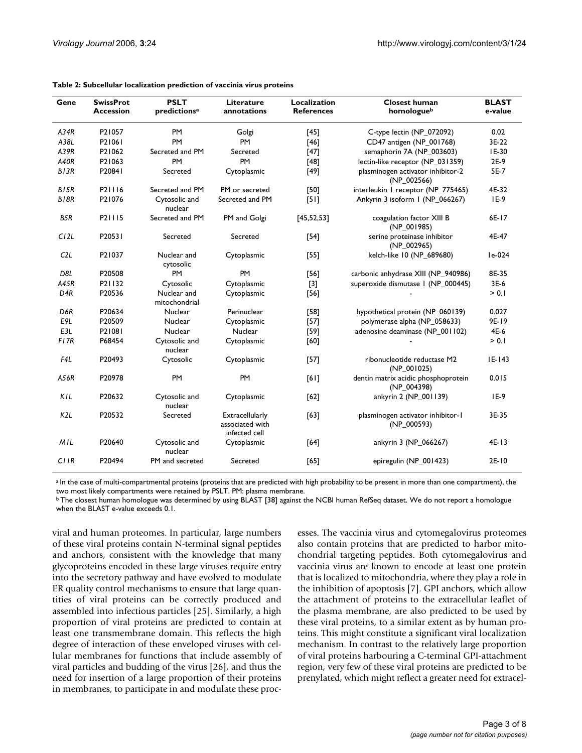**Table 2: Subcellular localization prediction of vaccinia virus proteins**

| Gene | SwissProt Accession | PSLT predictions[a] | Literature annotations | Localization References | Closest human homologue[b] | BLAST e-value |
|---|---|---|---|---|---|---|
| *A34R* | P21057 | PM | Golgi | [45] | C-type lectin (NP_072092) | 0.02 |
| *A38L* | P21061 | PM | PM | [46] | CD47 antigen (NP_001768) | 3E-22 |
| *A39R* | P21062 | Secreted and PM | Secreted | [47] | semaphorin 7A (NP_003603) | 1E-30 |
| *A40R* | P21063 | PM | PM | [48] | lectin-like receptor (NP_031359) | 2E-9 |
| *B13R* | P20841 | Secreted | Cytoplasmic | [49] | plasminogen activator inhibitor-2 (NP_002566) | 5E-7 |
| *B15R* | P21116 | Secreted and PM | PM or secreted | [50] | interleukin 1 receptor (NP_775465) | 4E-32 |
| *B18R* | P21076 | Cytosolic and nuclear | Secreted and PM | [51] | Ankyrin 3 isoform 1 (NP_066267) | 1E-9 |
| *B5R* | P21115 | Secreted and PM | PM and Golgi | [45,52,53] | coagulation factor XIII B (NP_001985) | 6E-17 |
| *C12L* | P20531 | Secreted | Secreted | [54] | serine proteinase inhibitor (NP_002965) | 4E-47 |
| *C2L* | P21037 | Nuclear and cytosolic | Cytoplasmic | [55] | kelch-like 10 (NP_689680) | 1e-024 |
| *D8L* | P20508 | PM | PM | [56] | carbonic anhydrase XIII (NP_940986) | 8E-35 |
| *A45R* | P21132 | Cytosolic | Cytoplasmic | [3] | superoxide dismutase 1 (NP_000445) | 3E-6 |
| *D4R* | P20536 | Nuclear and mitochondrial | Cytoplasmic | [56] | - | > 0.1 |
| *D6R* | P20634 | Nuclear | Perinuclear | [58] | hypothetical protein (NP_060139) | 0.027 |
| *E9L* | P20509 | Nuclear | Cytoplasmic | [57] | polymerase alpha (NP_058633) | 9E-19 |
| *E3L* | P21081 | Nuclear | Nuclear | [59] | adenosine deaminase (NP_001102) | 4E-6 |
| *F17R* | P68454 | Cytosolic and nuclear | Cytoplasmic | [60] | - | > 0.1 |
| *F4L* | P20493 | Cytosolic | Cytoplasmic | [57] | ribonucleotide reductase M2 (NP_001025) | 1E-143 |
| *A56R* | P20978 | PM | PM | [61] | dentin matrix acidic phosphoprotein (NP_004398) | 0.015 |
| *K1L* | P20632 | Cytosolic and nuclear | Cytoplasmic | [62] | ankyrin 2 (NP_001139) | 1E-9 |
| *K2L* | P20532 | Secreted | Extracellularly associated with infected cell | [63] | plasminogen activator inhibitor-1 (NP_000593) | 3E-35 |
| *M1L* | P20640 | Cytosolic and nuclear | Cytoplasmic | [64] | ankyrin 3 (NP_066267) | 4E-13 |
| *C11R* | P20494 | PM and secreted | Secreted | [65] | epiregulin (NP_001423) | 2E-10 |

[a] In the case of multi-compartmental proteins (proteins that are predicted with high probability to be present in more than one compartment), the two most likely compartments were retained by PSLT. PM: plasma membrane.
[b] The closest human homologue was determined by using BLAST [38] against the NCBI human RefSeq dataset. We do not report a homologue when the BLAST e-value exceeds 0.1.

viral and human proteomes. In particular, large numbers of these viral proteins contain N-terminal signal peptides and anchors, consistent with the knowledge that many glycoproteins encoded in these large viruses require entry into the secretory pathway and have evolved to modulate ER quality control mechanisms to ensure that large quantities of viral proteins can be correctly produced and assembled into infectious particles [25]. Similarly, a high proportion of viral proteins are predicted to contain at least one transmembrane domain. This reflects the high degree of interaction of these enveloped viruses with cellular membranes for functions that include assembly of viral particles and budding of the virus [26], and thus the need for insertion of a large proportion of their proteins in membranes, to participate in and modulate these processes. The vaccinia virus and cytomegalovirus proteomes also contain proteins that are predicted to harbor mitochondrial targeting peptides. Both cytomegalovirus and vaccinia virus are known to encode at least one protein that is localized to mitochondria, where they play a role in the inhibition of apoptosis [7]. GPI anchors, which allow the attachment of proteins to the extracellular leaflet of the plasma membrane, are also predicted to be used by these viral proteins, to a similar extent as by human proteins. This might constitute a significant viral localization mechanism. In contrast to the relatively large proportion of viral proteins harbouring a C-terminal GPI-attachment region, very few of these viral proteins are predicted to be prenylated, which might reflect a greater need for extracel-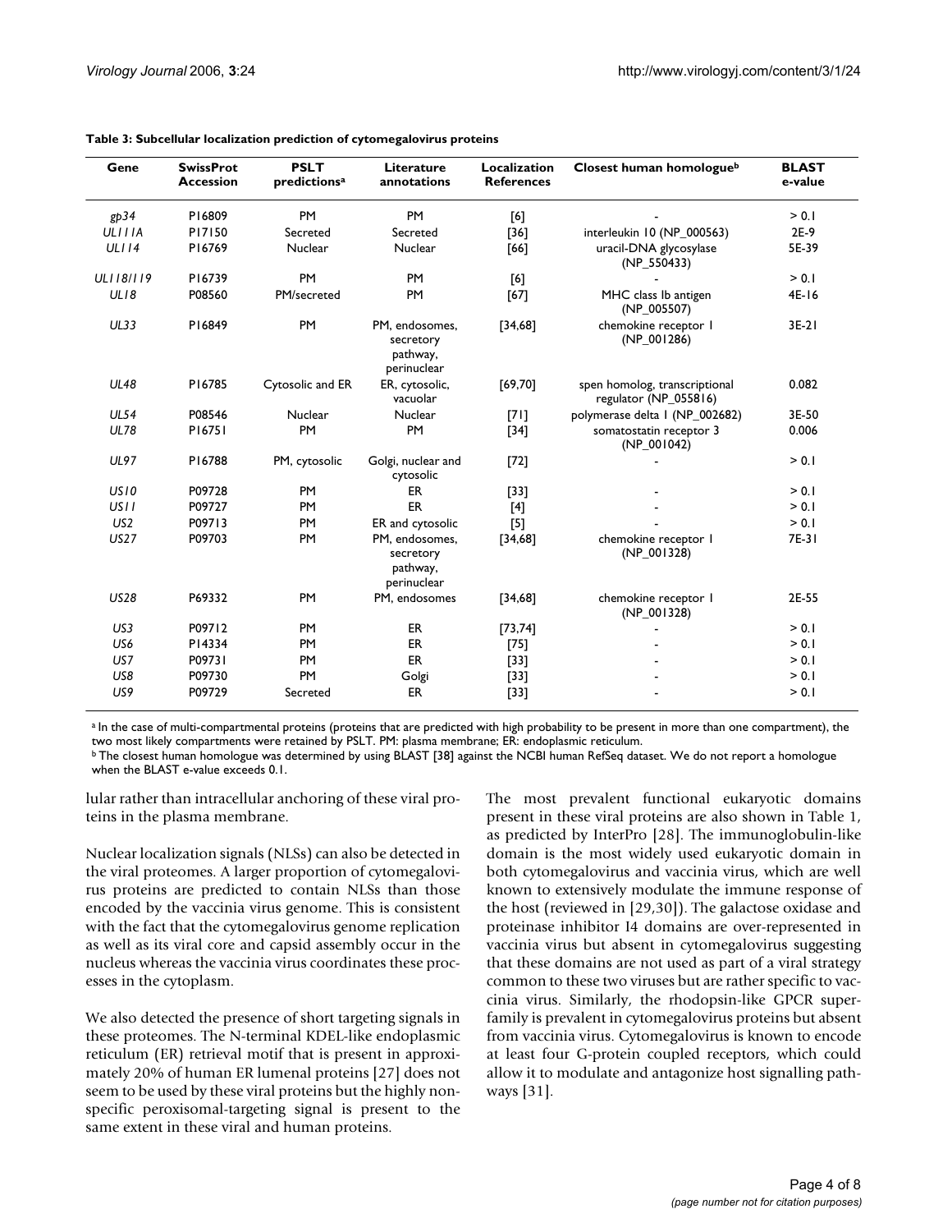**Table 3: Subcellular localization prediction of cytomegalovirus proteins**

| Gene | SwissProt Accession | PSLT predictions[a] | Literature annotations | Localization References | Closest human homologue[b] | BLAST e-value |
|---|---|---|---|---|---|---|
| *gp34* | P16809 | PM | PM | [6] | - | > 0.1 |
| *UL111A* | P17150 | Secreted | Secreted | [36] | interleukin 10 (NP_000563) | 2E-9 |
| *UL114* | P16769 | Nuclear | Nuclear | [66] | uracil-DNA glycosylase (NP_550433) | 5E-39 |
| *UL118/119* | P16739 | PM | PM | [6] | - | > 0.1 |
| *UL18* | P08560 | PM/secreted | PM | [67] | MHC class Ib antigen (NP_005507) | 4E-16 |
| *UL33* | P16849 | PM | PM, endosomes, secretory pathway, perinuclear | [34,68] | chemokine receptor 1 (NP_001286) | 3E-21 |
| *UL48* | P16785 | Cytosolic and ER | ER, cytosolic, vacuolar | [69,70] | spen homolog, transcriptional regulator (NP_055816) | 0.082 |
| *UL54* | P08546 | Nuclear | Nuclear | [71] | polymerase delta 1 (NP_002682) | 3E-50 |
| *UL78* | P16751 | PM | PM | [34] | somatostatin receptor 3 (NP_001042) | 0.006 |
| *UL97* | P16788 | PM, cytosolic | Golgi, nuclear and cytosolic | [72] | - | > 0.1 |
| *US10* | P09728 | PM | ER | [33] | - | > 0.1 |
| *US11* | P09727 | PM | ER | [4] | - | > 0.1 |
| *US2* | P09713 | PM | ER and cytosolic | [5] | - | > 0.1 |
| *US27* | P09703 | PM | PM, endosomes, secretory pathway, perinuclear | [34,68] | chemokine receptor 1 (NP_001328) | 7E-31 |
| *US28* | P69332 | PM | PM, endosomes | [34,68] | chemokine receptor 1 (NP_001328) | 2E-55 |
| *US3* | P09712 | PM | ER | [73,74] | - | > 0.1 |
| *US6* | P14334 | PM | ER | [75] | - | > 0.1 |
| *US7* | P09731 | PM | ER | [33] | - | > 0.1 |
| *US8* | P09730 | PM | Golgi | [33] | - | > 0.1 |
| *US9* | P09729 | Secreted | ER | [33] | - | > 0.1 |

[a] In the case of multi-compartmental proteins (proteins that are predicted with high probability to be present in more than one compartment), the two most likely compartments were retained by PSLT. PM: plasma membrane; ER: endoplasmic reticulum.
[b] The closest human homologue was determined by using BLAST [38] against the NCBI human RefSeq dataset. We do not report a homologue when the BLAST e-value exceeds 0.1.

lular rather than intracellular anchoring of these viral proteins in the plasma membrane.

Nuclear localization signals (NLSs) can also be detected in the viral proteomes. A larger proportion of cytomegalovirus proteins are predicted to contain NLSs than those encoded by the vaccinia virus genome. This is consistent with the fact that the cytomegalovirus genome replication as well as its viral core and capsid assembly occur in the nucleus whereas the vaccinia virus coordinates these processes in the cytoplasm.

We also detected the presence of short targeting signals in these proteomes. The N-terminal KDEL-like endoplasmic reticulum (ER) retrieval motif that is present in approximately 20% of human ER lumenal proteins [27] does not seem to be used by these viral proteins but the highly nonspecific peroxisomal-targeting signal is present to the same extent in these viral and human proteins.

The most prevalent functional eukaryotic domains present in these viral proteins are also shown in Table 1, as predicted by InterPro [28]. The immunoglobulin-like domain is the most widely used eukaryotic domain in both cytomegalovirus and vaccinia virus, which are well known to extensively modulate the immune response of the host (reviewed in [29,30]). The galactose oxidase and proteinase inhibitor I4 domains are over-represented in vaccinia virus but absent in cytomegalovirus suggesting that these domains are not used as part of a viral strategy common to these two viruses but are rather specific to vaccinia virus. Similarly, the rhodopsin-like GPCR superfamily is prevalent in cytomegalovirus proteins but absent from vaccinia virus. Cytomegalovirus is known to encode at least four G-protein coupled receptors, which could allow it to modulate and antagonize host signalling pathways [31].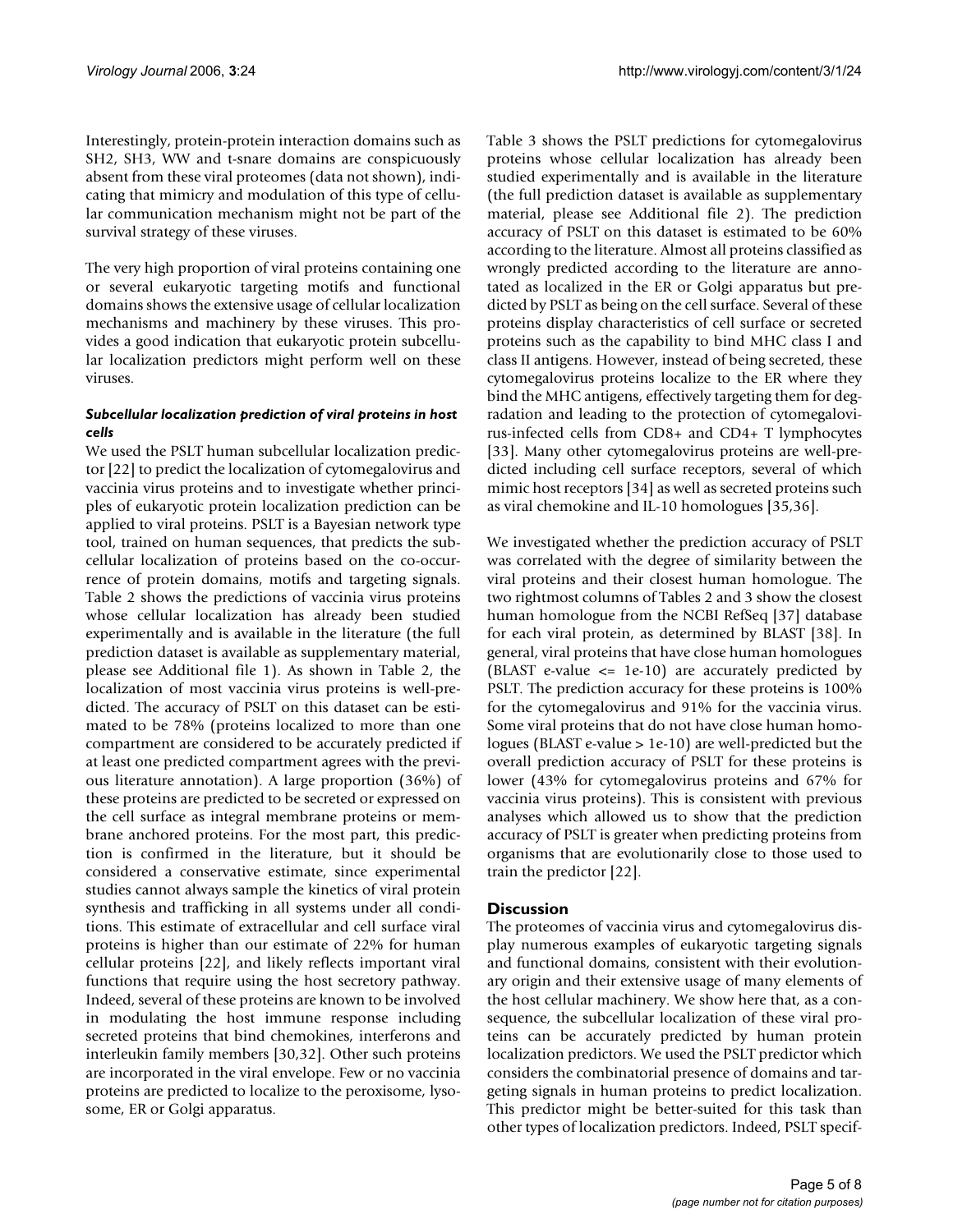Interestingly, protein-protein interaction domains such as SH2, SH3, WW and t-snare domains are conspicuously absent from these viral proteomes (data not shown), indicating that mimicry and modulation of this type of cellular communication mechanism might not be part of the survival strategy of these viruses.

The very high proportion of viral proteins containing one or several eukaryotic targeting motifs and functional domains shows the extensive usage of cellular localization mechanisms and machinery by these viruses. This provides a good indication that eukaryotic protein subcellular localization predictors might perform well on these viruses.

### *Subcellular localization prediction of viral proteins in host cells*

We used the PSLT human subcellular localization predictor [22] to predict the localization of cytomegalovirus and vaccinia virus proteins and to investigate whether principles of eukaryotic protein localization prediction can be applied to viral proteins. PSLT is a Bayesian network type tool, trained on human sequences, that predicts the subcellular localization of proteins based on the co-occurrence of protein domains, motifs and targeting signals. Table 2 shows the predictions of vaccinia virus proteins whose cellular localization has already been studied experimentally and is available in the literature (the full prediction dataset is available as supplementary material, please see Additional file 1). As shown in Table 2, the localization of most vaccinia virus proteins is well-predicted. The accuracy of PSLT on this dataset can be estimated to be 78% (proteins localized to more than one compartment are considered to be accurately predicted if at least one predicted compartment agrees with the previous literature annotation). A large proportion (36%) of these proteins are predicted to be secreted or expressed on the cell surface as integral membrane proteins or membrane anchored proteins. For the most part, this prediction is confirmed in the literature, but it should be considered a conservative estimate, since experimental studies cannot always sample the kinetics of viral protein synthesis and trafficking in all systems under all conditions. This estimate of extracellular and cell surface viral proteins is higher than our estimate of 22% for human cellular proteins [22], and likely reflects important viral functions that require using the host secretory pathway. Indeed, several of these proteins are known to be involved in modulating the host immune response including secreted proteins that bind chemokines, interferons and interleukin family members [30,32]. Other such proteins are incorporated in the viral envelope. Few or no vaccinia proteins are predicted to localize to the peroxisome, lysosome, ER or Golgi apparatus.

Table 3 shows the PSLT predictions for cytomegalovirus proteins whose cellular localization has already been studied experimentally and is available in the literature (the full prediction dataset is available as supplementary material, please see Additional file 2). The prediction accuracy of PSLT on this dataset is estimated to be 60% according to the literature. Almost all proteins classified as wrongly predicted according to the literature are annotated as localized in the ER or Golgi apparatus but predicted by PSLT as being on the cell surface. Several of these proteins display characteristics of cell surface or secreted proteins such as the capability to bind MHC class I and class II antigens. However, instead of being secreted, these cytomegalovirus proteins localize to the ER where they bind the MHC antigens, effectively targeting them for degradation and leading to the protection of cytomegalovirus-infected cells from CD8+ and CD4+ T lymphocytes [33]. Many other cytomegalovirus proteins are well-predicted including cell surface receptors, several of which mimic host receptors [34] as well as secreted proteins such as viral chemokine and IL-10 homologues [35,36].

We investigated whether the prediction accuracy of PSLT was correlated with the degree of similarity between the viral proteins and their closest human homologue. The two rightmost columns of Tables 2 and 3 show the closest human homologue from the NCBI RefSeq [37] database for each viral protein, as determined by BLAST [38]. In general, viral proteins that have close human homologues (BLAST e-value <= 1e-10) are accurately predicted by PSLT. The prediction accuracy for these proteins is 100% for the cytomegalovirus and 91% for the vaccinia virus. Some viral proteins that do not have close human homologues (BLAST e-value > 1e-10) are well-predicted but the overall prediction accuracy of PSLT for these proteins is lower (43% for cytomegalovirus proteins and 67% for vaccinia virus proteins). This is consistent with previous analyses which allowed us to show that the prediction accuracy of PSLT is greater when predicting proteins from organisms that are evolutionarily close to those used to train the predictor [22].

## Discussion

The proteomes of vaccinia virus and cytomegalovirus display numerous examples of eukaryotic targeting signals and functional domains, consistent with their evolutionary origin and their extensive usage of many elements of the host cellular machinery. We show here that, as a consequence, the subcellular localization of these viral proteins can be accurately predicted by human protein localization predictors. We used the PSLT predictor which considers the combinatorial presence of domains and targeting signals in human proteins to predict localization. This predictor might be better-suited for this task than other types of localization predictors. Indeed, PSLT specif-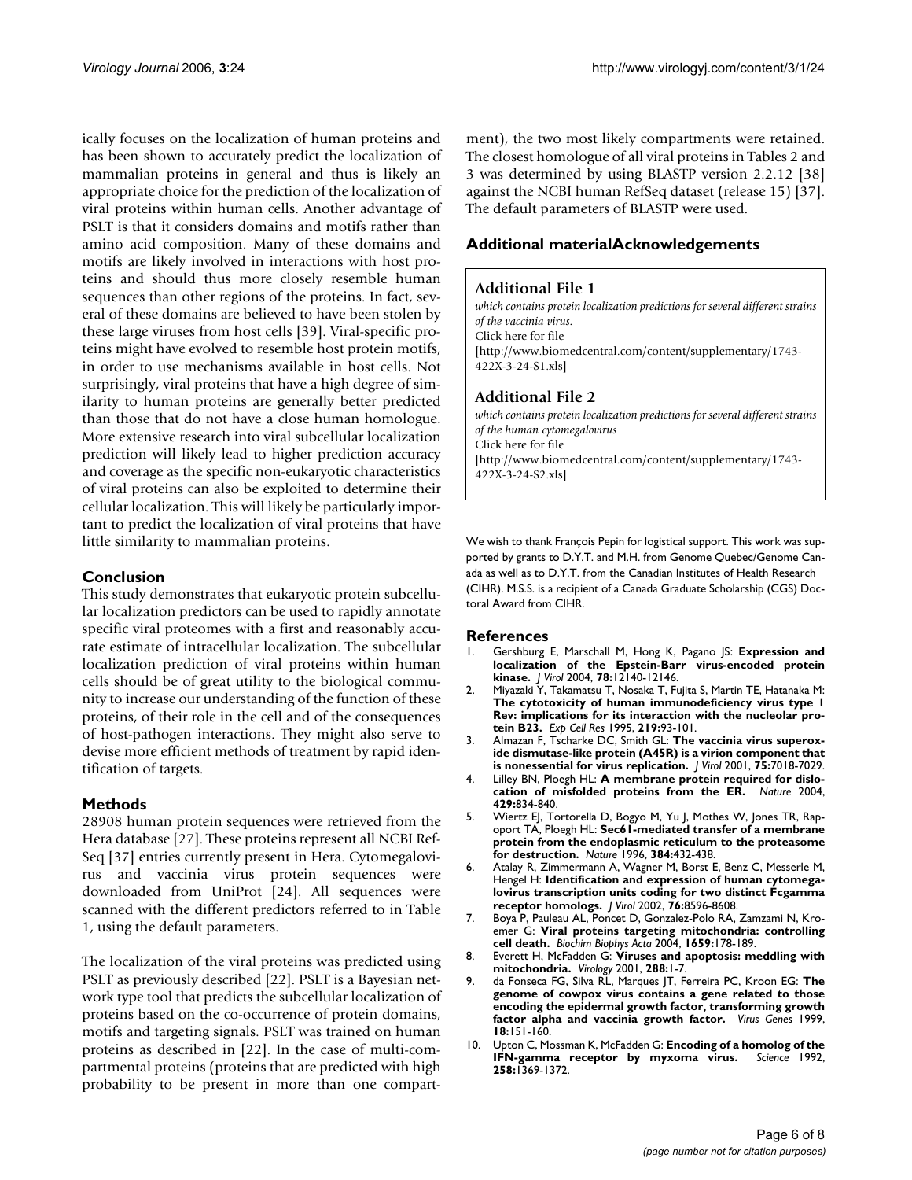ically focuses on the localization of human proteins and has been shown to accurately predict the localization of mammalian proteins in general and thus is likely an appropriate choice for the prediction of the localization of viral proteins within human cells. Another advantage of PSLT is that it considers domains and motifs rather than amino acid composition. Many of these domains and motifs are likely involved in interactions with host proteins and should thus more closely resemble human sequences than other regions of the proteins. In fact, several of these domains are believed to have been stolen by these large viruses from host cells [39]. Viral-specific proteins might have evolved to resemble host protein motifs, in order to use mechanisms available in host cells. Not surprisingly, viral proteins that have a high degree of similarity to human proteins are generally better predicted than those that do not have a close human homologue. More extensive research into viral subcellular localization prediction will likely lead to higher prediction accuracy and coverage as the specific non-eukaryotic characteristics of viral proteins can also be exploited to determine their cellular localization. This will likely be particularly important to predict the localization of viral proteins that have little similarity to mammalian proteins.

## Conclusion

This study demonstrates that eukaryotic protein subcellular localization predictors can be used to rapidly annotate specific viral proteomes with a first and reasonably accurate estimate of intracellular localization. The subcellular localization prediction of viral proteins within human cells should be of great utility to the biological community to increase our understanding of the function of these proteins, of their role in the cell and of the consequences of host-pathogen interactions. They might also serve to devise more efficient methods of treatment by rapid identification of targets.

## Methods

28908 human protein sequences were retrieved from the Hera database [27]. These proteins represent all NCBI RefSeq [37] entries currently present in Hera. Cytomegalovirus and vaccinia virus protein sequences were downloaded from UniProt [24]. All sequences were scanned with the different predictors referred to in Table 1, using the default parameters.

The localization of the viral proteins was predicted using PSLT as previously described [22]. PSLT is a Bayesian network type tool that predicts the subcellular localization of proteins based on the co-occurrence of protein domains, motifs and targeting signals. PSLT was trained on human proteins as described in [22]. In the case of multi-compartmental proteins (proteins that are predicted with high probability to be present in more than one compartment), the two most likely compartments were retained. The closest homologue of all viral proteins in Tables 2 and 3 was determined by using BLASTP version 2.2.12 [38] against the NCBI human RefSeq dataset (release 15) [37]. The default parameters of BLASTP were used.

## Additional materialAcknowledgements

### Additional File 1

*which contains protein localization predictions for several different strains of the vaccinia virus.*
Click here for file
[http://www.biomedcentral.com/content/supplementary/1743-422X-3-24-S1.xls]

### Additional File 2

*which contains protein localization predictions for several different strains of the human cytomegalovirus*
Click here for file
[http://www.biomedcentral.com/content/supplementary/1743-422X-3-24-S2.xls]

We wish to thank François Pepin for logistical support. This work was supported by grants to D.Y.T. and M.H. from Genome Quebec/Genome Canada as well as to D.Y.T. from the Canadian Institutes of Health Research (CIHR). M.S.S. is a recipient of a Canada Graduate Scholarship (CGS) Doctoral Award from CIHR.

## References

1. Gershburg E, Marschall M, Hong K, Pagano JS: **Expression and localization of the Epstein-Barr virus-encoded protein kinase.** *J Virol* 2004, **78:**12140-12146.
2. Miyazaki Y, Takamatsu T, Nosaka T, Fujita S, Martin TE, Hatanaka M: **The cytotoxicity of human immunodeficiency virus type 1 Rev: implications for its interaction with the nucleolar protein B23.** *Exp Cell Res* 1995, **219:**93-101.
3. Almazan F, Tscharke DC, Smith GL: **The vaccinia virus superoxide dismutase-like protein (A45R) is a virion component that is nonessential for virus replication.** *J Virol* 2001, **75:**7018-7029.
4. Lilley BN, Ploegh HL: **A membrane protein required for dislocation of misfolded proteins from the ER.** *Nature* 2004, **429:**834-840.
5. Wiertz EJ, Tortorella D, Bogyo M, Yu J, Mothes W, Jones TR, Rapoport TA, Ploegh HL: **Sec61-mediated transfer of a membrane protein from the endoplasmic reticulum to the proteasome for destruction.** *Nature* 1996, **384:**432-438.
6. Atalay R, Zimmermann A, Wagner M, Borst E, Benz C, Messerle M, Hengel H: **Identification and expression of human cytomegalovirus transcription units coding for two distinct Fcgamma receptor homologs.** *J Virol* 2002, **76:**8596-8608.
7. Boya P, Pauleau AL, Poncet D, Gonzalez-Polo RA, Zamzami N, Kroemer G: **Viral proteins targeting mitochondria: controlling cell death.** *Biochim Biophys Acta* 2004, **1659:**178-189.
8. Everett H, McFadden G: **Viruses and apoptosis: meddling with mitochondria.** *Virology* 2001, **288:**1-7.
9. da Fonseca FG, Silva RL, Marques JT, Ferreira PC, Kroon EG: **The genome of cowpox virus contains a gene related to those encoding the epidermal growth factor, transforming growth factor alpha and vaccinia growth factor.** *Virus Genes* 1999, **18:**151-160.
10. Upton C, Mossman K, McFadden G: **Encoding of a homolog of the IFN-gamma receptor by myxoma virus.** *Science* 1992, **258:**1369-1372.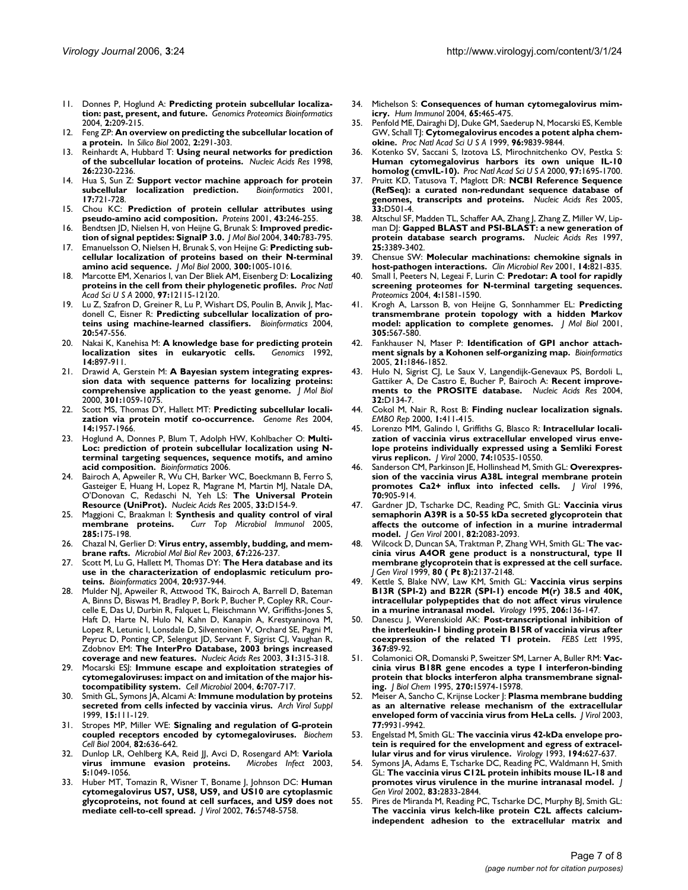11. Donnes P, Hoglund A: **Predicting protein subcellular localization: past, present, and future.** *Genomics Proteomics Bioinformatics* 2004, **2:**209-215.
12. Feng ZP: **An overview on predicting the subcellular location of a protein.** *In Silico Biol* 2002, **2:**291-303.
13. Reinhardt A, Hubbard T: **Using neural networks for prediction of the subcellular location of proteins.** *Nucleic Acids Res* 1998, **26:**2230-2236.
14. Hua S, Sun Z: **Support vector machine approach for protein subcellular localization prediction.** *Bioinformatics* 2001, **17:**721-728.
15. Chou KC: **Prediction of protein cellular attributes using pseudo-amino acid composition.** *Proteins* 2001, **43:**246-255.
16. Bendtsen JD, Nielsen H, von Heijne G, Brunak S: **Improved prediction of signal peptides: SignalP 3.0.** *J Mol Biol* 2004, **340:**783-795.
17. Emanuelsson O, Nielsen H, Brunak S, von Heijne G: **Predicting subcellular localization of proteins based on their N-terminal amino acid sequence.** *J Mol Biol* 2000, **300:**1005-1016.
18. Marcotte EM, Xenarios I, van Der Bliek AM, Eisenberg D: **Localizing proteins in the cell from their phylogenetic profiles.** *Proc Natl Acad Sci U S A* 2000, **97:**12115-12120.
19. Lu Z, Szafron D, Greiner R, Lu P, Wishart DS, Poulin B, Anvik J, Macdonell C, Eisner R: **Predicting subcellular localization of proteins using machine-learned classifiers.** *Bioinformatics* 2004, **20:**547-556.
20. Nakai K, Kanehisa M: **A knowledge base for predicting protein localization sites in eukaryotic cells.** *Genomics* 1992, **14:**897-911.
21. Drawid A, Gerstein M: **A Bayesian system integrating expression data with sequence patterns for localizing proteins: comprehensive application to the yeast genome.** *J Mol Biol* 2000, **301:**1059-1075.
22. Scott MS, Thomas DY, Hallett MT: **Predicting subcellular localization via protein motif co-occurrence.** *Genome Res* 2004, **14:**1957-1966.
23. Hoglund A, Donnes P, Blum T, Adolph HW, Kohlbacher O: **MultiLoc: prediction of protein subcellular localization using N-terminal targeting sequences, sequence motifs, and amino acid composition.** *Bioinformatics* 2006.
24. Bairoch A, Apweiler R, Wu CH, Barker WC, Boeckmann B, Ferro S, Gasteiger E, Huang H, Lopez R, Magrane M, Martin MJ, Natale DA, O'Donovan C, Redaschi N, Yeh LS: **The Universal Protein Resource (UniProt).** *Nucleic Acids Res* 2005, **33:**D154-9.
25. Maggioni C, Braakman I: **Synthesis and quality control of viral membrane proteins.** *Curr Top Microbiol Immunol* 2005, **285:**175-198.
26. Chazal N, Gerlier D: **Virus entry, assembly, budding, and membrane rafts.** *Microbiol Mol Biol Rev* 2003, **67:**226-237.
27. Scott M, Lu G, Hallett M, Thomas DY: **The Hera database and its use in the characterization of endoplasmic reticulum proteins.** *Bioinformatics* 2004, **20:**937-944.
28. Mulder NJ, Apweiler R, Attwood TK, Bairoch A, Barrell D, Bateman A, Binns D, Biswas M, Bradley P, Bork P, Bucher P, Copley RR, Courcelle E, Das U, Durbin R, Falquet L, Fleischmann W, Griffiths-Jones S, Haft D, Harte N, Hulo N, Kahn D, Kanapin A, Krestyaninova M, Lopez R, Letunic I, Lonsdale D, Silventoinen V, Orchard SE, Pagni M, Peyruc D, Ponting CP, Selengut JD, Servant F, Sigrist CJ, Vaughan R, Zdobnov EM: **The InterPro Database, 2003 brings increased coverage and new features.** *Nucleic Acids Res* 2003, **31:**315-318.
29. Mocarski ESJ: **Immune escape and exploitation strategies of cytomegaloviruses: impact on and imitation of the major histocompatibility system.** *Cell Microbiol* 2004, **6:**707-717.
30. Smith GL, Symons JA, Alcami A: **Immune modulation by proteins secreted from cells infected by vaccinia virus.** *Arch Virol Suppl* 1999, **15:**111-129.
31. Stropes MP, Miller WE: **Signaling and regulation of G-protein coupled receptors encoded by cytomegaloviruses.** *Biochem Cell Biol* 2004, **82:**636-642.
32. Dunlop LR, Oehlberg KA, Reid JJ, Avci D, Rosengard AM: **Variola virus immune evasion proteins.** *Microbes Infect* 2003, **5:**1049-1056.
33. Huber MT, Tomazin R, Wisner T, Boname J, Johnson DC: **Human cytomegalovirus US7, US8, US9, and US10 are cytoplasmic glycoproteins, not found at cell surfaces, and US9 does not mediate cell-to-cell spread.** *J Virol* 2002, **76:**5748-5758.
34. Michelson S: **Consequences of human cytomegalovirus mimicry.** *Hum Immunol* 2004, **65:**465-475.
35. Penfold ME, Dairaghi DJ, Duke GM, Saederup N, Mocarski ES, Kemble GW, Schall TJ: **Cytomegalovirus encodes a potent alpha chemokine.** *Proc Natl Acad Sci U S A* 1999, **96:**9839-9844.
36. Kotenko SV, Saccani S, Izotova LS, Mirochnitchenko OV, Pestka S: **Human cytomegalovirus harbors its own unique IL-10 homolog (cmvIL-10).** *Proc Natl Acad Sci U S A* 2000, **97:**1695-1700.
37. Pruitt KD, Tatusova T, Maglott DR: **NCBI Reference Sequence (RefSeq): a curated non-redundant sequence database of genomes, transcripts and proteins.** *Nucleic Acids Res* 2005, **33:**D501-4.
38. Altschul SF, Madden TL, Schaffer AA, Zhang J, Zhang Z, Miller W, Lipman DJ: **Gapped BLAST and PSI-BLAST: a new generation of protein database search programs.** *Nucleic Acids Res* 1997, **25:**3389-3402.
39. Chensue SW: **Molecular machinations: chemokine signals in host-pathogen interactions.** *Clin Microbiol Rev* 2001, **14:**821-835.
40. Small I, Peeters N, Legeai F, Lurin C: **Predotar: A tool for rapidly screening proteomes for N-terminal targeting sequences.** *Proteomics* 2004, **4:**1581-1590.
41. Krogh A, Larsson B, von Heijne G, Sonnhammer EL: **Predicting transmembrane protein topology with a hidden Markov model: application to complete genomes.** *J Mol Biol* 2001, **305:**567-580.
42. Fankhauser N, Maser P: **Identification of GPI anchor attachment signals by a Kohonen self-organizing map.** *Bioinformatics* 2005, **21:**1846-1852.
43. Hulo N, Sigrist CJ, Le Saux V, Langendijk-Genevaux PS, Bordoli L, Gattiker A, De Castro E, Bucher P, Bairoch A: **Recent improvements to the PROSITE database.** *Nucleic Acids Res* 2004, **32:**D134-7.
44. Cokol M, Nair R, Rost B: **Finding nuclear localization signals.** *EMBO Rep* 2000, **1:**411-415.
45. Lorenzo MM, Galindo I, Griffiths G, Blasco R: **Intracellular localization of vaccinia virus extracellular enveloped virus envelope proteins individually expressed using a Semliki Forest virus replicon.** *J Virol* 2000, **74:**10535-10550.
46. Sanderson CM, Parkinson JE, Hollinshead M, Smith GL: **Overexpression of the vaccinia virus A38L integral membrane protein promotes Ca2+ influx into infected cells.** *J Virol* 1996, **70:**905-914.
47. Gardner JD, Tscharke DC, Reading PC, Smith GL: **Vaccinia virus semaphorin A39R is a 50-55 kDa secreted glycoprotein that affects the outcome of infection in a murine intradermal model.** *J Gen Virol* 2001, **82:**2083-2093.
48. Wilcock D, Duncan SA, Traktman P, Zhang WH, Smith GL: **The vaccinia virus A4OR gene product is a nonstructural, type II membrane glycoprotein that is expressed at the cell surface.** *J Gen Virol* 1999, **80 ( Pt 8):**2137-2148.
49. Kettle S, Blake NW, Law KM, Smith GL: **Vaccinia virus serpins B13R (SPI-2) and B22R (SPI-1) encode M(r) 38.5 and 40K, intracellular polypeptides that do not affect virus virulence in a murine intranasal model.** *Virology* 1995, **206:**136-147.
50. Danescu J, Werenskiold AK: **Post-transcriptional inhibition of the interleukin-1 binding protein B15R of vaccinia virus after coexpression of the related T1 protein.** *FEBS Lett* 1995, **367:**89-92.
51. Colamonici OR, Domanski P, Sweitzer SM, Larner A, Buller RM: **Vaccinia virus B18R gene encodes a type I interferon-binding protein that blocks interferon alpha transmembrane signaling.** *J Biol Chem* 1995, **270:**15974-15978.
52. Meiser A, Sancho C, Krijnse Locker J: **Plasma membrane budding as an alternative release mechanism of the extracellular enveloped form of vaccinia virus from HeLa cells.** *J Virol* 2003, **77:**9931-9942.
53. Engelstad M, Smith GL: **The vaccinia virus 42-kDa envelope protein is required for the envelopment and egress of extracellular virus and for virus virulence.** *Virology* 1993, **194:**627-637.
54. Symons JA, Adams E, Tscharke DC, Reading PC, Waldmann H, Smith GL: **The vaccinia virus C12L protein inhibits mouse IL-18 and promotes virus virulence in the murine intranasal model.** *J Gen Virol* 2002, **83:**2833-2844.
55. Pires de Miranda M, Reading PC, Tscharke DC, Murphy BJ, Smith GL: **The vaccinia virus kelch-like protein C2L affects calcium-independent adhesion to the extracellular matrix and**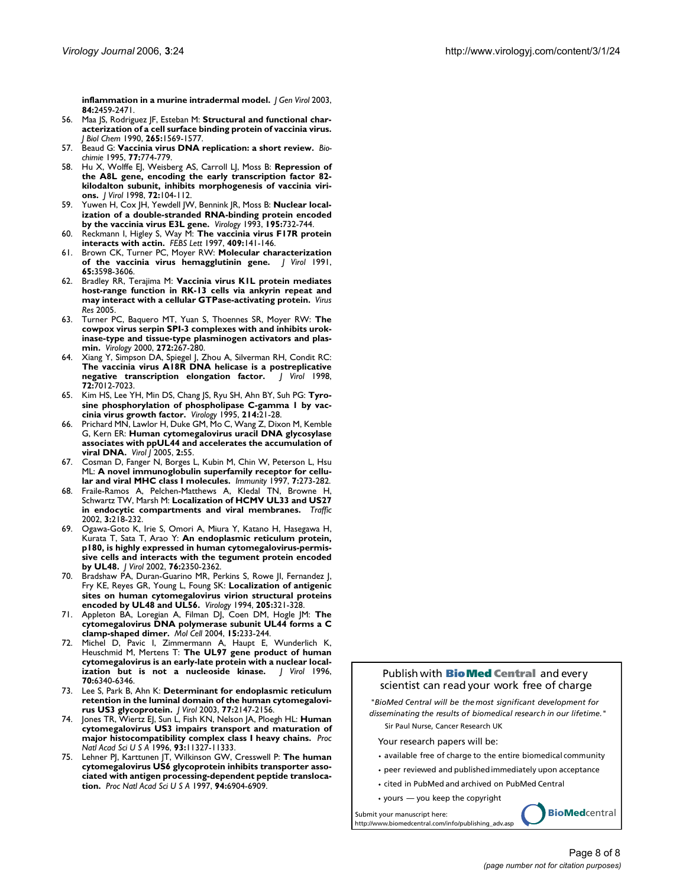inflammation in a murine intradermal model. *J Gen Virol* 2003, **84:**2459-2471.

56. Maa JS, Rodriguez JF, Esteban M: **Structural and functional characterization of a cell surface binding protein of vaccinia virus.** *J Biol Chem* 1990, **265:**1569-1577.
57. Beaud G: **Vaccinia virus DNA replication: a short review.** *Biochimie* 1995, **77:**774-779.
58. Hu X, Wolffe EJ, Weisberg AS, Carroll LJ, Moss B: **Repression of the A8L gene, encoding the early transcription factor 82-kilodalton subunit, inhibits morphogenesis of vaccinia virions.** *J Virol* 1998, **72:**104-112.
59. Yuwen H, Cox JH, Yewdell JW, Bennink JR, Moss B: **Nuclear localization of a double-stranded RNA-binding protein encoded by the vaccinia virus E3L gene.** *Virology* 1993, **195:**732-744.
60. Reckmann I, Higley S, Way M: **The vaccinia virus F17R protein interacts with actin.** *FEBS Lett* 1997, **409:**141-146.
61. Brown CK, Turner PC, Moyer RW: **Molecular characterization of the vaccinia virus hemagglutinin gene.** *J Virol* 1991, **65:**3598-3606.
62. Bradley RR, Terajima M: **Vaccinia virus K1L protein mediates host-range function in RK-13 cells via ankyrin repeat and may interact with a cellular GTPase-activating protein.** *Virus Res* 2005.
63. Turner PC, Baquero MT, Yuan S, Thoennes SR, Moyer RW: **The cowpox virus serpin SPI-3 complexes with and inhibits urokinase-type and tissue-type plasminogen activators and plasmin.** *Virology* 2000, **272:**267-280.
64. Xiang Y, Simpson DA, Spiegel J, Zhou A, Silverman RH, Condit RC: **The vaccinia virus A18R DNA helicase is a postreplicative negative transcription elongation factor.** *J Virol* 1998, **72:**7012-7023.
65. Kim HS, Lee YH, Min DS, Chang JS, Ryu SH, Ahn BY, Suh PG: **Tyrosine phosphorylation of phospholipase C-gamma 1 by vaccinia virus growth factor.** *Virology* 1995, **214:**21-28.
66. Prichard MN, Lawlor H, Duke GM, Mo C, Wang Z, Dixon M, Kemble G, Kern ER: **Human cytomegalovirus uracil DNA glycosylase associates with ppUL44 and accelerates the accumulation of viral DNA.** *Virol J* 2005, **2:**55.
67. Cosman D, Fanger N, Borges L, Kubin M, Chin W, Peterson L, Hsu ML: **A novel immunoglobulin superfamily receptor for cellular and viral MHC class I molecules.** *Immunity* 1997, **7:**273-282.
68. Fraile-Ramos A, Pelchen-Matthews A, Kledal TN, Browne H, Schwartz TW, Marsh M: **Localization of HCMV UL33 and US27 in endocytic compartments and viral membranes.** *Traffic* 2002, **3:**218-232.
69. Ogawa-Goto K, Irie S, Omori A, Miura Y, Katano H, Hasegawa H, Kurata T, Sata T, Arao Y: **An endoplasmic reticulum protein, p180, is highly expressed in human cytomegalovirus-permissive cells and interacts with the tegument protein encoded by UL48.** *J Virol* 2002, **76:**2350-2362.
70. Bradshaw PA, Duran-Guarino MR, Perkins S, Rowe JI, Fernandez J, Fry KE, Reyes GR, Young L, Foung SK: **Localization of antigenic sites on human cytomegalovirus virion structural proteins encoded by UL48 and UL56.** *Virology* 1994, **205:**321-328.
71. Appleton BA, Loregian A, Filman DJ, Coen DM, Hogle JM: **The cytomegalovirus DNA polymerase subunit UL44 forms a C clamp-shaped dimer.** *Mol Cell* 2004, **15:**233-244.
72. Michel D, Pavic I, Zimmermann A, Haupt E, Wunderlich K, Heuschmid M, Mertens T: **The UL97 gene product of human cytomegalovirus is an early-late protein with a nuclear localization but is not a nucleoside kinase.** *J Virol* 1996, **70:**6340-6346.
73. Lee S, Park B, Ahn K: **Determinant for endoplasmic reticulum retention in the luminal domain of the human cytomegalovirus US3 glycoprotein.** *J Virol* 2003, **77:**2147-2156.
74. Jones TR, Wiertz EJ, Sun L, Fish KN, Nelson JA, Ploegh HL: **Human cytomegalovirus US3 impairs transport and maturation of major histocompatibility complex class I heavy chains.** *Proc Natl Acad Sci U S A* 1996, **93:**11327-11333.
75. Lehner PJ, Karttunen JT, Wilkinson GW, Cresswell P: **The human cytomegalovirus US6 glycoprotein inhibits transporter associated with antigen processing-dependent peptide translocation.** *Proc Natl Acad Sci U S A* 1997, **94:**6904-6909.

Publish with **BioMed Central** and every scientist can read your work free of charge

*"BioMed Central will be the most significant development for disseminating the results of biomedical research in our lifetime."*

Sir Paul Nurse, Cancer Research UK

Your research papers will be:

- available free of charge to the entire biomedical community
- peer reviewed and published immediately upon acceptance
- cited in PubMed and archived on PubMed Central
- yours — you keep the copyright

Submit your manuscript here:
http://www.biomedcentral.com/info/publishing_adv.asp

BioMedcentral